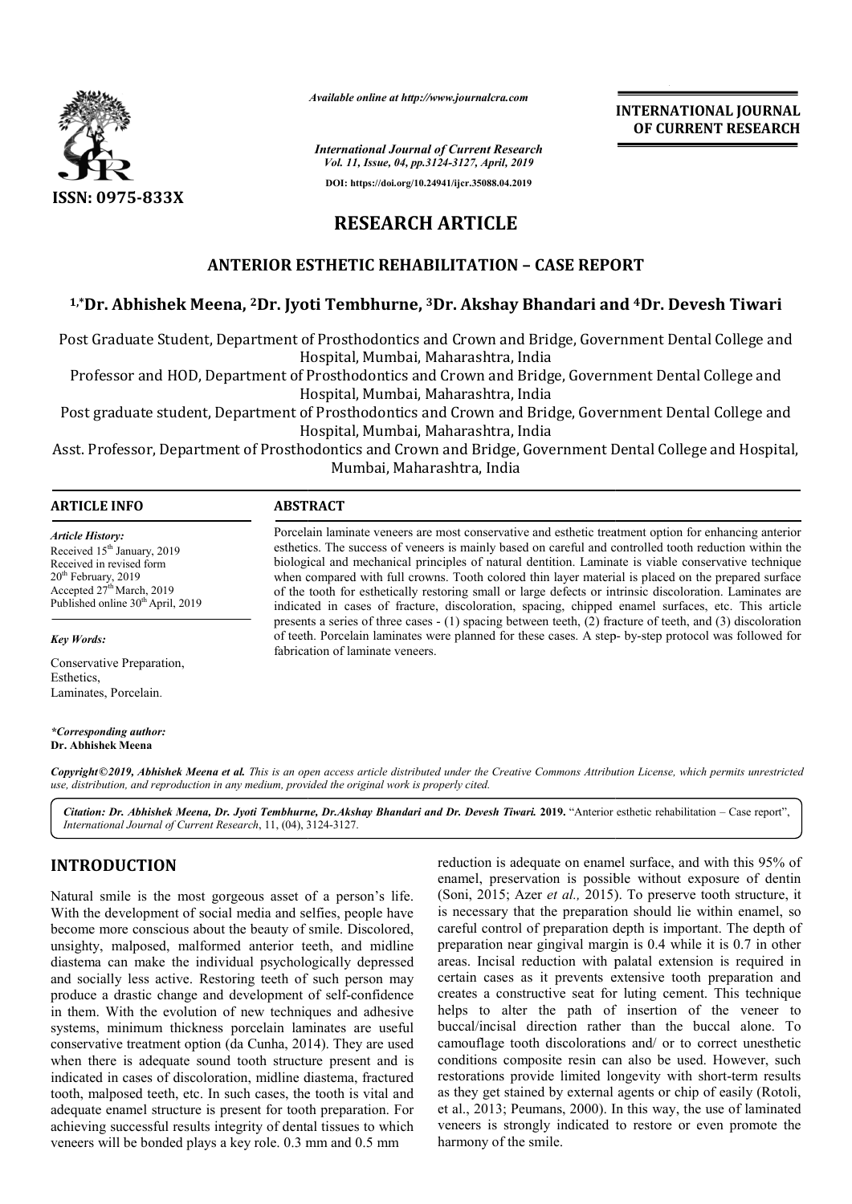*Available online at http://www.journalcra.com*

*International Journal of Current Research*
*Vol. 11, Issue, 04, pp.3124-3127, April, 2019*

**DOI: https://doi.org/10.24941/ijcr.35088.04.2019**

ISSN: 0975-833X

**INTERNATIONAL JOURNAL OF CURRENT RESEARCH**

# RESEARCH ARTICLE

## ANTERIOR ESTHETIC REHABILITATION – CASE REPORT

**[1,*]Dr. Abhishek Meena, [2]Dr. Jyoti Tembhurne, [3]Dr. Akshay Bhandari and [4]Dr. Devesh Tiwari**

Post Graduate Student, Department of Prosthodontics and Crown and Bridge, Government Dental College and Hospital, Mumbai, Maharashtra, India

Professor and HOD, Department of Prosthodontics and Crown and Bridge, Government Dental College and Hospital, Mumbai, Maharashtra, India

Post graduate student, Department of Prosthodontics and Crown and Bridge, Government Dental College and Hospital, Mumbai, Maharashtra, India

Asst. Professor, Department of Prosthodontics and Crown and Bridge, Government Dental College and Hospital, Mumbai, Maharashtra, India

### ARTICLE INFO

*Article History:*
Received 15th January, 2019
Received in revised form
20th February, 2019
Accepted 27th March, 2019
Published online 30th April, 2019

*Key Words:*

Conservative Preparation,
Esthetics,
Laminates, Porcelain.

*\*Corresponding author:*
**Dr. Abhishek Meena**

### ABSTRACT

Porcelain laminate veneers are most conservative and esthetic treatment option for enhancing anterior esthetics. The success of veneers is mainly based on careful and controlled tooth reduction within the biological and mechanical principles of natural dentition. Laminate is viable conservative technique when compared with full crowns. Tooth colored thin layer material is placed on the prepared surface of the tooth for esthetically restoring small or large defects or intrinsic discoloration. Laminates are indicated in cases of fracture, discoloration, spacing, chipped enamel surfaces, etc. This article presents a series of three cases - (1) spacing between teeth, (2) fracture of teeth, and (3) discoloration of teeth. Porcelain laminates were planned for these cases. A step- by-step protocol was followed for fabrication of laminate veneers.

*Copyright©2019, Abhishek Meena et al. This is an open access article distributed under the Creative Commons Attribution License, which permits unrestricted use, distribution, and reproduction in any medium, provided the original work is properly cited.*

***Citation:*** *Dr. Abhishek Meena, Dr. Jyoti Tembhurne, Dr.Akshay Bhandari and Dr. Devesh Tiwari.* **2019.** "Anterior esthetic rehabilitation – Case report", *International Journal of Current Research*, 11, (04), 3124-3127.

## INTRODUCTION

Natural smile is the most gorgeous asset of a person's life. With the development of social media and selfies, people have become more conscious about the beauty of smile. Discolored, unsighty, malposed, malformed anterior teeth, and midline diastema can make the individual psychologically depressed and socially less active. Restoring teeth of such person may produce a drastic change and development of self-confidence in them. With the evolution of new techniques and adhesive systems, minimum thickness porcelain laminates are useful conservative treatment option (da Cunha, 2014). They are used when there is adequate sound tooth structure present and is indicated in cases of discoloration, midline diastema, fractured tooth, malposed teeth, etc. In such cases, the tooth is vital and adequate enamel structure is present for tooth preparation. For achieving successful results integrity of dental tissues to which veneers will be bonded plays a key role. 0.3 mm and 0.5 mm reduction is adequate on enamel surface, and with this 95% of enamel, preservation is possible without exposure of dentin (Soni, 2015; Azer *et al.,* 2015). To preserve tooth structure, it is necessary that the preparation should lie within enamel, so careful control of preparation depth is important. The depth of preparation near gingival margin is 0.4 while it is 0.7 in other areas. Incisal reduction with palatal extension is required in certain cases as it prevents extensive tooth preparation and creates a constructive seat for luting cement. This technique helps to alter the path of insertion of the veneer to buccal/incisal direction rather than the buccal alone. To camouflage tooth discolorations and/ or to correct unesthetic conditions composite resin can also be used. However, such restorations provide limited longevity with short-term results as they get stained by external agents or chip of easily (Rotoli, et al., 2013; Peumans, 2000). In this way, the use of laminated veneers is strongly indicated to restore or even promote the harmony of the smile.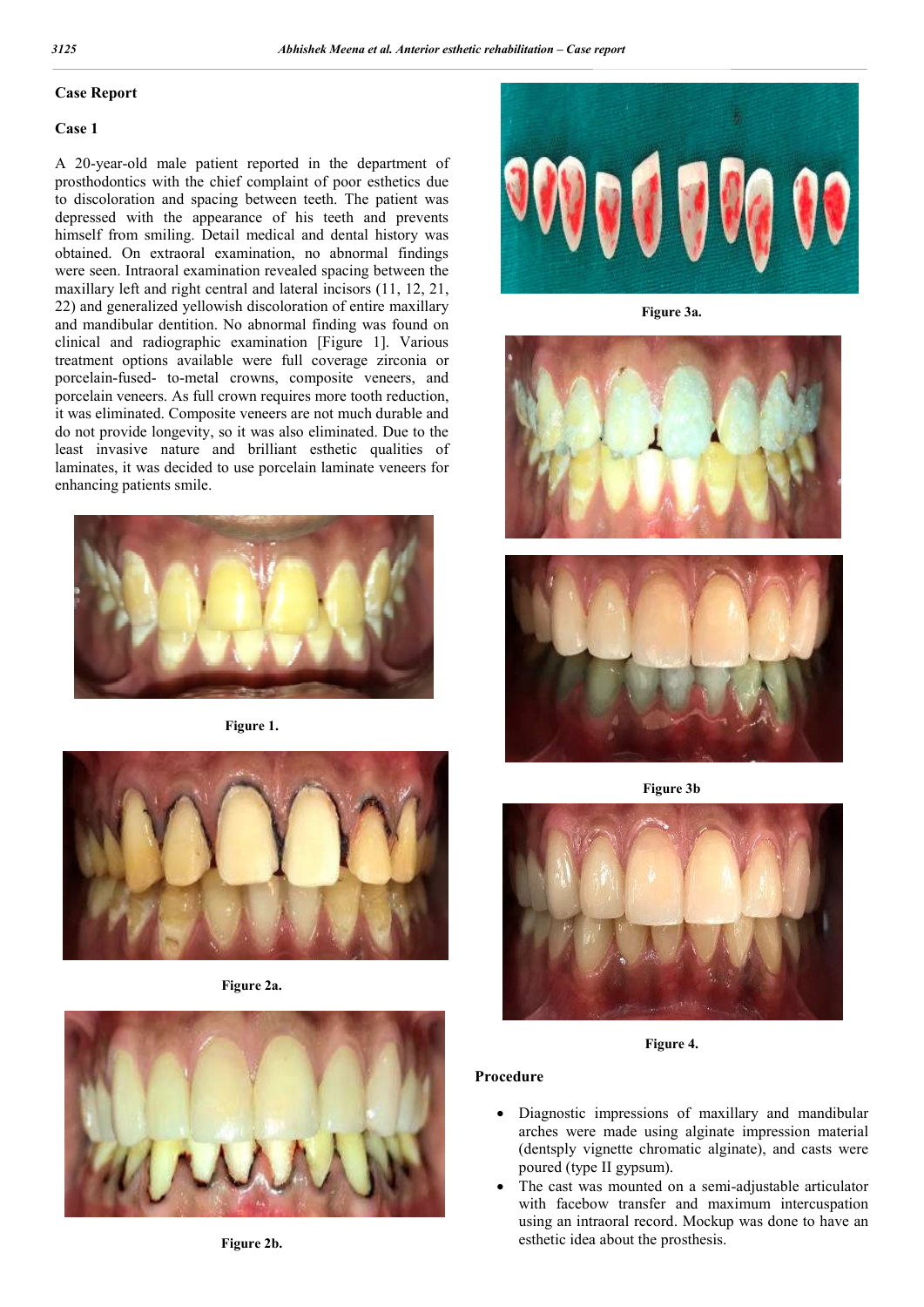## Case Report

### Case 1

A 20-year-old male patient reported in the department of prosthodontics with the chief complaint of poor esthetics due to discoloration and spacing between teeth. The patient was depressed with the appearance of his teeth and prevents himself from smiling. Detail medical and dental history was obtained. On extraoral examination, no abnormal findings were seen. Intraoral examination revealed spacing between the maxillary left and right central and lateral incisors (11, 12, 21, 22) and generalized yellowish discoloration of entire maxillary and mandibular dentition. No abnormal finding was found on clinical and radiographic examination [Figure 1]. Various treatment options available were full coverage zirconia or porcelain-fused- to-metal crowns, composite veneers, and porcelain veneers. As full crown requires more tooth reduction, it was eliminated. Composite veneers are not much durable and do not provide longevity, so it was also eliminated. Due to the least invasive nature and brilliant esthetic qualities of laminates, it was decided to use porcelain laminate veneers for enhancing patients smile.

**Figure 1.**

**Figure 2a.**

**Figure 2b.**

**Figure 3a.**

**Figure 3b**

**Figure 4.**

### Procedure

- Diagnostic impressions of maxillary and mandibular arches were made using alginate impression material (dentsply vignette chromatic alginate), and casts were poured (type II gypsum).
- The cast was mounted on a semi-adjustable articulator with facebow transfer and maximum intercuspation using an intraoral record. Mockup was done to have an esthetic idea about the prosthesis.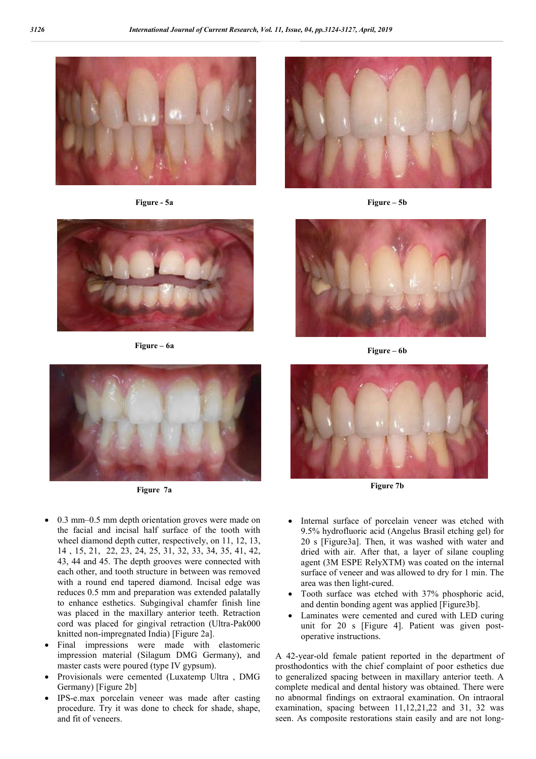Figure - 5a

Figure – 5b

Figure – 6a

Figure – 6b

Figure 7a

Figure 7b

- 0.3 mm–0.5 mm depth orientation groves were made on the facial and incisal half surface of the tooth with wheel diamond depth cutter, respectively, on 11, 12, 13, 14 , 15, 21, 22, 23, 24, 25, 31, 32, 33, 34, 35, 41, 42, 43, 44 and 45. The depth grooves were connected with each other, and tooth structure in between was removed with a round end tapered diamond. Incisal edge was reduces 0.5 mm and preparation was extended palatally to enhance esthetics. Subgingival chamfer finish line was placed in the maxillary anterior teeth. Retraction cord was placed for gingival retraction (Ultra-Pak000 knitted non-impregnated India) [Figure 2a].
- Final impressions were made with elastomeric impression material (Silagum DMG Germany), and master casts were poured (type IV gypsum).
- Provisionals were cemented (Luxatemp Ultra , DMG Germany) [Figure 2b]
- IPS-e.max porcelain veneer was made after casting procedure. Try it was done to check for shade, shape, and fit of veneers.
- Internal surface of porcelain veneer was etched with 9.5% hydrofluoric acid (Angelus Brasil etching gel) for 20 s [Figure3a]. Then, it was washed with water and dried with air. After that, a layer of silane coupling agent (3M ESPE RelyXTM) was coated on the internal surface of veneer and was allowed to dry for 1 min. The area was then light-cured.
- Tooth surface was etched with 37% phosphoric acid, and dentin bonding agent was applied [Figure3b].
- Laminates were cemented and cured with LED curing unit for 20 s [Figure 4]. Patient was given post-operative instructions.

A 42-year-old female patient reported in the department of prosthodontics with the chief complaint of poor esthetics due to generalized spacing between in maxillary anterior teeth. A complete medical and dental history was obtained. There were no abnormal findings on extraoral examination. On intraoral examination, spacing between 11,12,21,22 and 31, 32 was seen. As composite restorations stain easily and are not long-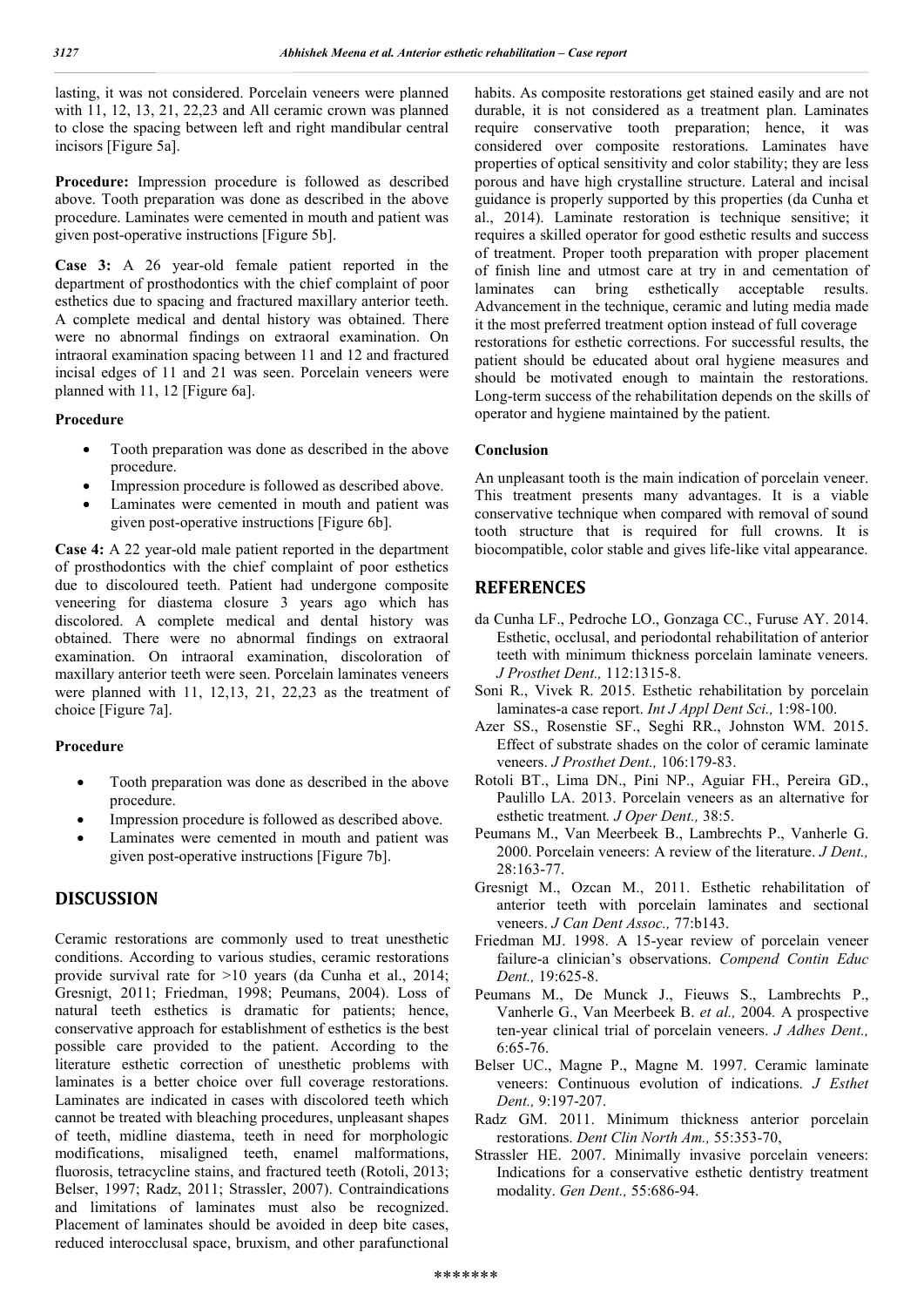lasting, it was not considered. Porcelain veneers were planned with 11, 12, 13, 21, 22,23 and All ceramic crown was planned to close the spacing between left and right mandibular central incisors [Figure 5a].

**Procedure:** Impression procedure is followed as described above. Tooth preparation was done as described in the above procedure. Laminates were cemented in mouth and patient was given post-operative instructions [Figure 5b].

**Case 3:** A 26 year-old female patient reported in the department of prosthodontics with the chief complaint of poor esthetics due to spacing and fractured maxillary anterior teeth. A complete medical and dental history was obtained. There were no abnormal findings on extraoral examination. On intraoral examination spacing between 11 and 12 and fractured incisal edges of 11 and 21 was seen. Porcelain veneers were planned with 11, 12 [Figure 6a].

**Procedure**

- Tooth preparation was done as described in the above procedure.
- Impression procedure is followed as described above.
- Laminates were cemented in mouth and patient was given post-operative instructions [Figure 6b].

**Case 4:** A 22 year-old male patient reported in the department of prosthodontics with the chief complaint of poor esthetics due to discoloured teeth. Patient had undergone composite veneering for diastema closure 3 years ago which has discolored. A complete medical and dental history was obtained. There were no abnormal findings on extraoral examination. On intraoral examination, discoloration of maxillary anterior teeth were seen. Porcelain laminates veneers were planned with 11, 12,13, 21, 22,23 as the treatment of choice [Figure 7a].

**Procedure**

- Tooth preparation was done as described in the above procedure.
- Impression procedure is followed as described above.
- Laminates were cemented in mouth and patient was given post-operative instructions [Figure 7b].

## DISCUSSION

Ceramic restorations are commonly used to treat unesthetic conditions. According to various studies, ceramic restorations provide survival rate for >10 years (da Cunha et al., 2014; Gresnigt, 2011; Friedman, 1998; Peumans, 2004). Loss of natural teeth esthetics is dramatic for patients; hence, conservative approach for establishment of esthetics is the best possible care provided to the patient. According to the literature esthetic correction of unesthetic problems with laminates is a better choice over full coverage restorations. Laminates are indicated in cases with discolored teeth which cannot be treated with bleaching procedures, unpleasant shapes of teeth, midline diastema, teeth in need for morphologic modifications, misaligned teeth, enamel malformations, fluorosis, tetracycline stains, and fractured teeth (Rotoli, 2013; Belser, 1997; Radz, 2011; Strassler, 2007). Contraindications and limitations of laminates must also be recognized. Placement of laminates should be avoided in deep bite cases, reduced interocclusal space, bruxism, and other parafunctional habits. As composite restorations get stained easily and are not durable, it is not considered as a treatment plan. Laminates require conservative tooth preparation; hence, it was considered over composite restorations. Laminates have properties of optical sensitivity and color stability; they are less porous and have high crystalline structure. Lateral and incisal guidance is properly supported by this properties (da Cunha et al., 2014). Laminate restoration is technique sensitive; it requires a skilled operator for good esthetic results and success of treatment. Proper tooth preparation with proper placement of finish line and utmost care at try in and cementation of laminates can bring esthetically acceptable results. Advancement in the technique, ceramic and luting media made it the most preferred treatment option instead of full coverage restorations for esthetic corrections. For successful results, the patient should be educated about oral hygiene measures and should be motivated enough to maintain the restorations. Long-term success of the rehabilitation depends on the skills of operator and hygiene maintained by the patient.

### Conclusion

An unpleasant tooth is the main indication of porcelain veneer. This treatment presents many advantages. It is a viable conservative technique when compared with removal of sound tooth structure that is required for full crowns. It is biocompatible, color stable and gives life-like vital appearance.

## REFERENCES

da Cunha LF., Pedroche LO., Gonzaga CC., Furuse AY. 2014. Esthetic, occlusal, and periodontal rehabilitation of anterior teeth with minimum thickness porcelain laminate veneers. *J Prosthet Dent.,* 112:1315-8.

Soni R., Vivek R. 2015. Esthetic rehabilitation by porcelain laminates-a case report. *Int J Appl Dent Sci.,* 1:98-100.

Azer SS., Rosenstie SF., Seghi RR., Johnston WM. 2015. Effect of substrate shades on the color of ceramic laminate veneers. *J Prosthet Dent.,* 106:179-83.

Rotoli BT., Lima DN., Pini NP., Aguiar FH., Pereira GD., Paulillo LA. 2013. Porcelain veneers as an alternative for esthetic treatment*. J Oper Dent.,* 38:5.

Peumans M., Van Meerbeek B., Lambrechts P., Vanherle G. 2000. Porcelain veneers: A review of the literature. *J Dent.,* 28:163-77.

Gresnigt M., Ozcan M., 2011. Esthetic rehabilitation of anterior teeth with porcelain laminates and sectional veneers. *J Can Dent Assoc.,* 77:b143.

Friedman MJ. 1998. A 15-year review of porcelain veneer failure-a clinician's observations. *Compend Contin Educ Dent.,* 19:625-8.

Peumans M., De Munck J., Fieuws S., Lambrechts P., Vanherle G., Van Meerbeek B. *et al.,* 2004*.* A prospective ten-year clinical trial of porcelain veneers. *J Adhes Dent.,* 6:65-76.

Belser UC., Magne P., Magne M. 1997. Ceramic laminate veneers: Continuous evolution of indications. *J Esthet Dent.,* 9:197-207.

Radz GM. 2011. Minimum thickness anterior porcelain restorations. *Dent Clin North Am.,* 55:353-70,

Strassler HE. 2007. Minimally invasive porcelain veneers: Indications for a conservative esthetic dentistry treatment modality. *Gen Dent.,* 55:686-94.

*******